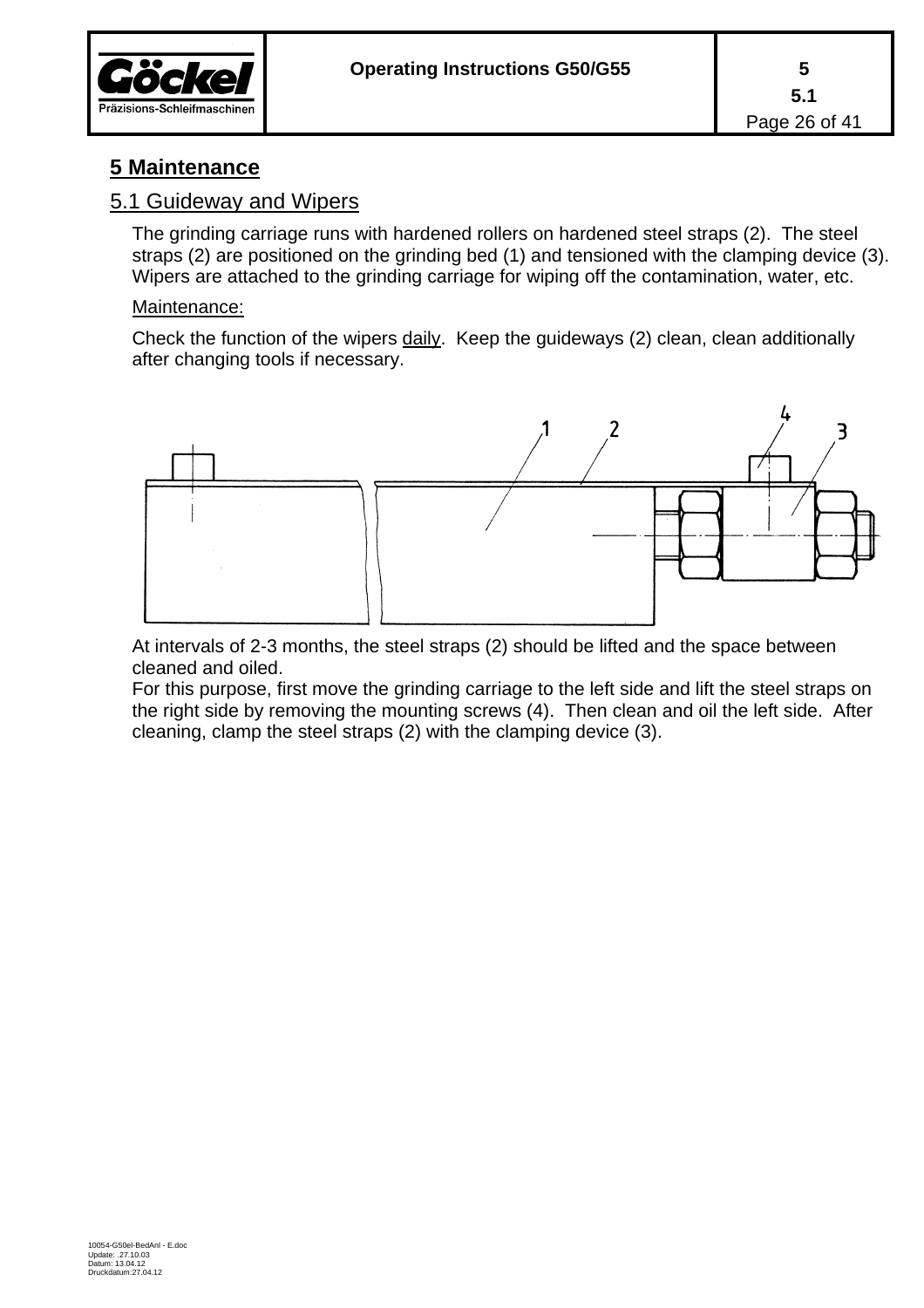# 5 Maintenance

## 5.1 Guideway and Wipers

The grinding carriage runs with hardened rollers on hardened steel straps (2). The steel straps (2) are positioned on the grinding bed (1) and tensioned with the clamping device (3). Wipers are attached to the grinding carriage for wiping off the contamination, water, etc.

Maintenance:

Check the function of the wipers daily. Keep the guideways (2) clean, clean additionally after changing tools if necessary.

At intervals of 2-3 months, the steel straps (2) should be lifted and the space between cleaned and oiled.
For this purpose, first move the grinding carriage to the left side and lift the steel straps on the right side by removing the mounting screws (4). Then clean and oil the left side. After cleaning, clamp the steel straps (2) with the clamping device (3).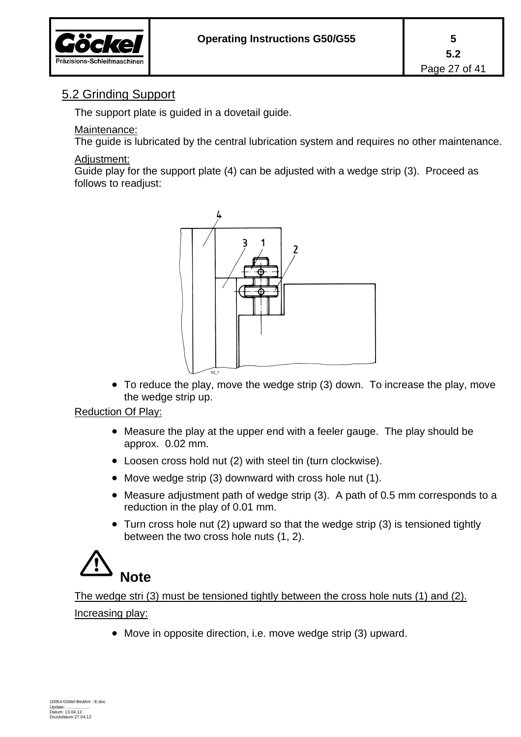## 5.2 Grinding Support

The support plate is guided in a dovetail guide.

Maintenance:
The guide is lubricated by the central lubrication system and requires no other maintenance.

Adjustment:
Guide play for the support plate (4) can be adjusted with a wedge strip (3). Proceed as follows to readjust:

- To reduce the play, move the wedge strip (3) down. To increase the play, move the wedge strip up.

Reduction Of Play:

- Measure the play at the upper end with a feeler gauge. The play should be approx. 0.02 mm.
- Loosen cross hold nut (2) with steel tin (turn clockwise).
- Move wedge strip (3) downward with cross hole nut (1).
- Measure adjustment path of wedge strip (3). A path of 0.5 mm corresponds to a reduction in the play of 0.01 mm.
- Turn cross hole nut (2) upward so that the wedge strip (3) is tensioned tightly between the two cross hole nuts (1, 2).

**Note**

The wedge stri (3) must be tensioned tightly between the cross hole nuts (1) and (2).

Increasing play:

- Move in opposite direction, i.e. move wedge strip (3) upward.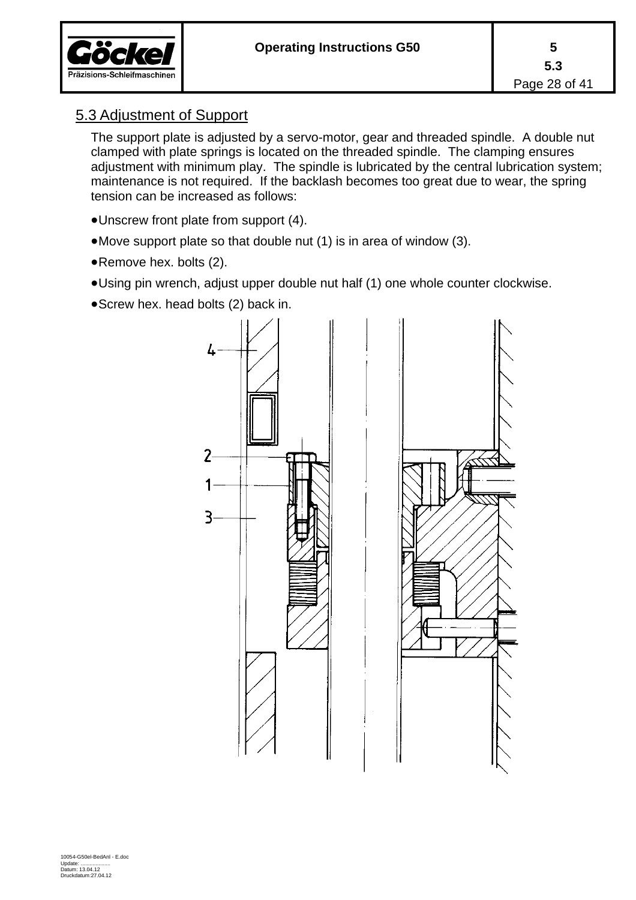## 5.3 Adjustment of Support

The support plate is adjusted by a servo-motor, gear and threaded spindle. A double nut clamped with plate springs is located on the threaded spindle. The clamping ensures adjustment with minimum play. The spindle is lubricated by the central lubrication system; maintenance is not required. If the backlash becomes too great due to wear, the spring tension can be increased as follows:

- Unscrew front plate from support (4).
- Move support plate so that double nut (1) is in area of window (3).
- Remove hex. bolts (2).
- Using pin wrench, adjust upper double nut half (1) one whole counter clockwise.
- Screw hex. head bolts (2) back in.

4

2

1

3

10054-G50el-BedAnl - E.doc
Update: ...................
Datum: 13.04.12
Druckdatum:27.04.12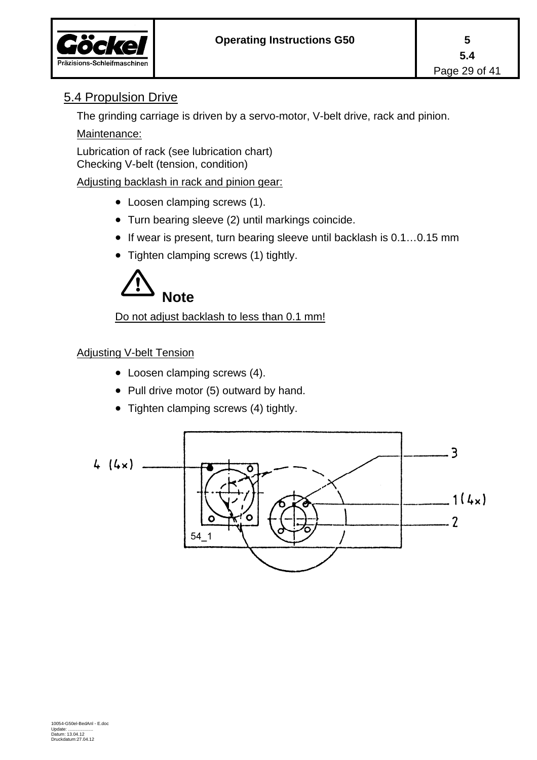## 5.4 Propulsion Drive

The grinding carriage is driven by a servo-motor, V-belt drive, rack and pinion.

Maintenance:

Lubrication of rack (see lubrication chart)
Checking V-belt (tension, condition)

Adjusting backlash in rack and pinion gear:

- Loosen clamping screws (1).
- Turn bearing sleeve (2) until markings coincide.
- If wear is present, turn bearing sleeve until backlash is 0.1…0.15 mm
- Tighten clamping screws (1) tightly.

**Note**

Do not adjust backlash to less than 0.1 mm!

Adjusting V-belt Tension

- Loosen clamping screws (4).
- Pull drive motor (5) outward by hand.
- Tighten clamping screws (4) tightly.

4 (4x)

3

1 (4x)

2

54_1

10054-G50el-BedAnl - E.doc
Update: ....................
Datum: 13.04.12
Druckdatum:27.04.12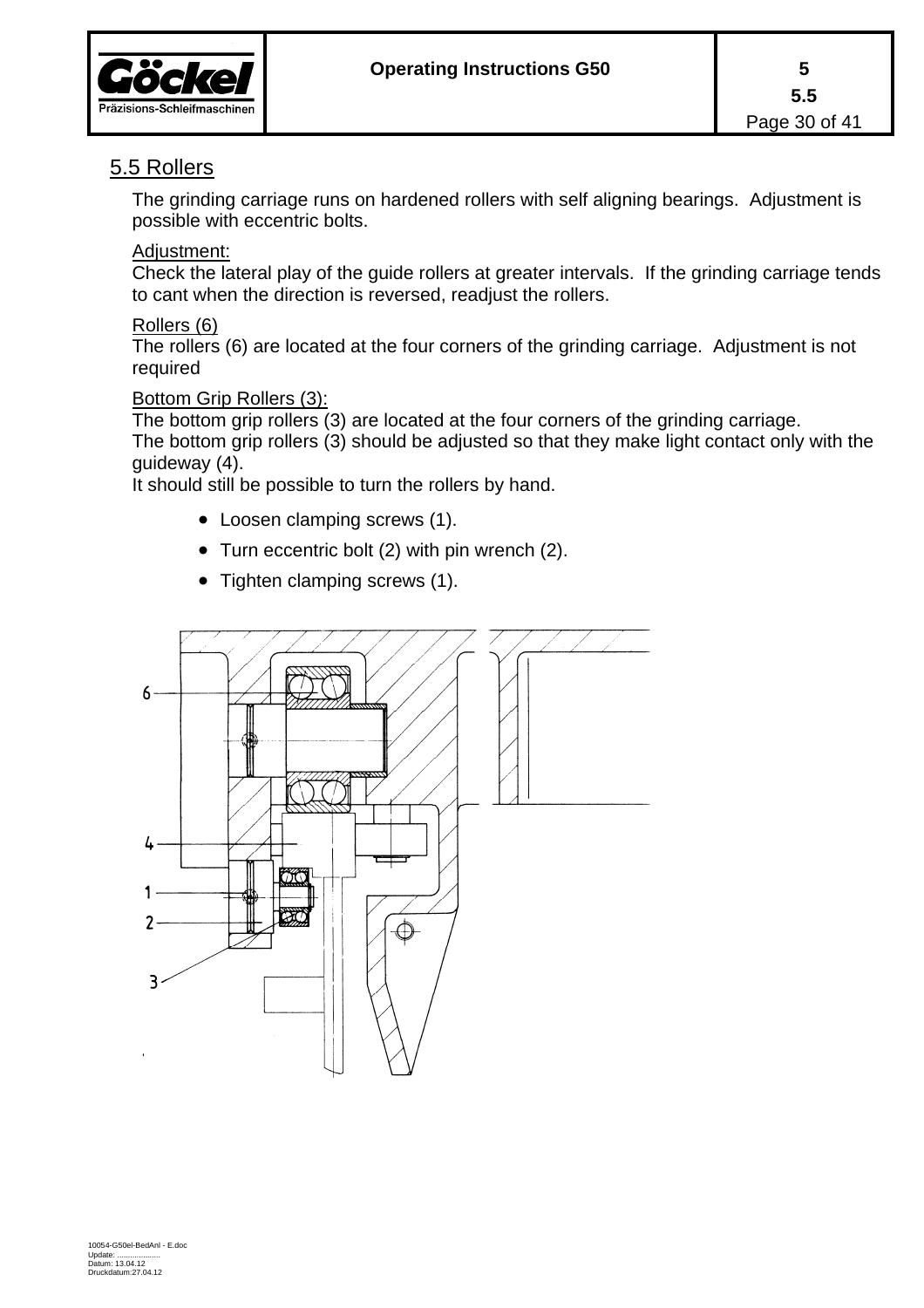## 5.5 Rollers

The grinding carriage runs on hardened rollers with self aligning bearings. Adjustment is possible with eccentric bolts.

Adjustment:
Check the lateral play of the guide rollers at greater intervals. If the grinding carriage tends to cant when the direction is reversed, readjust the rollers.

Rollers (6)
The rollers (6) are located at the four corners of the grinding carriage. Adjustment is not required

Bottom Grip Rollers (3):
The bottom grip rollers (3) are located at the four corners of the grinding carriage.
The bottom grip rollers (3) should be adjusted so that they make light contact only with the guideway (4).
It should still be possible to turn the rollers by hand.

- Loosen clamping screws (1).
- Turn eccentric bolt (2) with pin wrench (2).
- Tighten clamping screws (1).

6
4
1
2
3

10054-G50el-BedAnl - E.doc
Update: ....................
Datum: 13.04.12
Druckdatum:27.04.12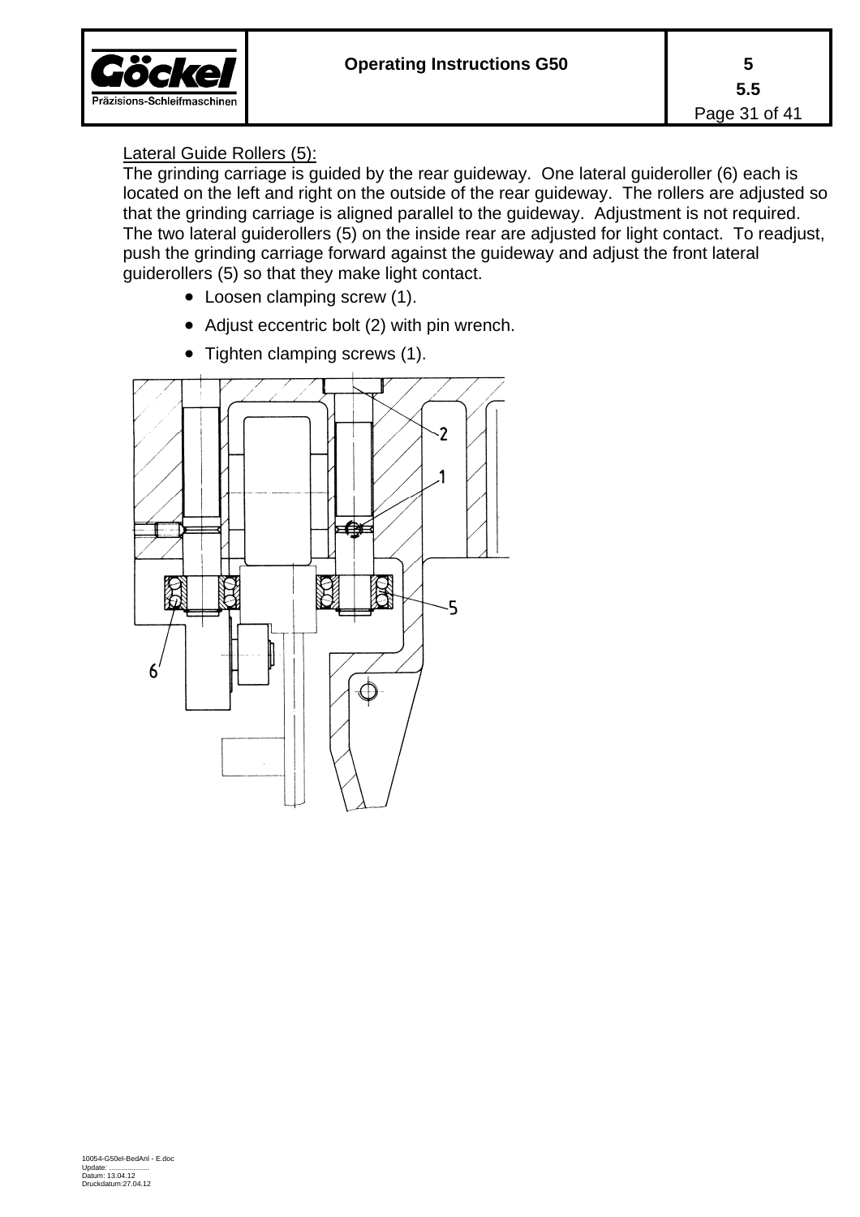Lateral Guide Rollers (5):

The grinding carriage is guided by the rear guideway. One lateral guideroller (6) each is located on the left and right on the outside of the rear guideway. The rollers are adjusted so that the grinding carriage is aligned parallel to the guideway. Adjustment is not required. The two lateral guiderollers (5) on the inside rear are adjusted for light contact. To readjust, push the grinding carriage forward against the guideway and adjust the front lateral guiderollers (5) so that they make light contact.

- Loosen clamping screw (1).
- Adjust eccentric bolt (2) with pin wrench.
- Tighten clamping screws (1).

10054-G50el-BedAnl - E.doc
Update: ....................
Datum: 13.04.12
Druckdatum:27.04.12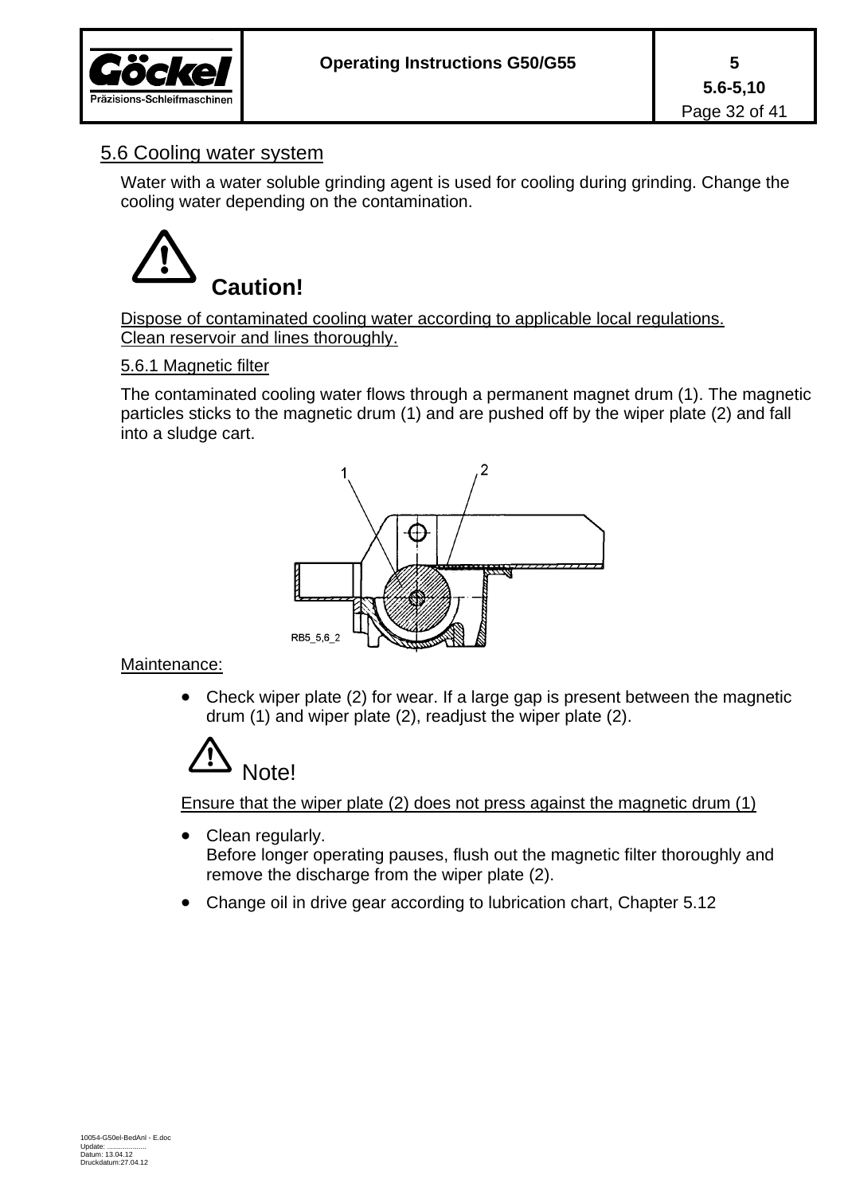## 5.6 Cooling water system

Water with a water soluble grinding agent is used for cooling during grinding. Change the cooling water depending on the contamination.

**Caution!**

Dispose of contaminated cooling water according to applicable local regulations.
Clean reservoir and lines thoroughly.

### 5.6.1 Magnetic filter

The contaminated cooling water flows through a permanent magnet drum (1). The magnetic particles sticks to the magnetic drum (1) and are pushed off by the wiper plate (2) and fall into a sludge cart.

RB5_5,6_2

Maintenance:

- Check wiper plate (2) for wear. If a large gap is present between the magnetic drum (1) and wiper plate (2), readjust the wiper plate (2).

Note!

Ensure that the wiper plate (2) does not press against the magnetic drum (1)

- Clean regularly.
  Before longer operating pauses, flush out the magnetic filter thoroughly and remove the discharge from the wiper plate (2).
- Change oil in drive gear according to lubrication chart, Chapter 5.12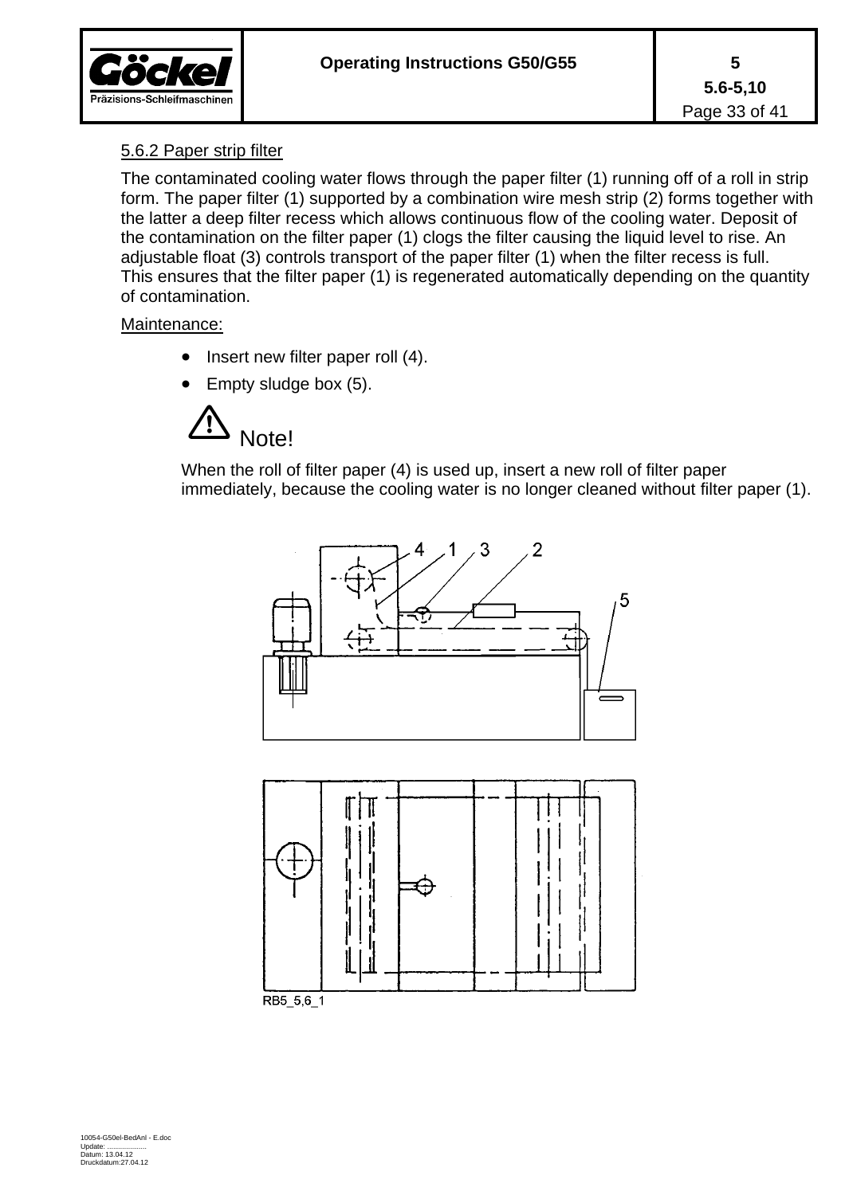### 5.6.2 Paper strip filter

The contaminated cooling water flows through the paper filter (1) running off of a roll in strip form. The paper filter (1) supported by a combination wire mesh strip (2) forms together with the latter a deep filter recess which allows continuous flow of the cooling water. Deposit of the contamination on the filter paper (1) clogs the filter causing the liquid level to rise. An adjustable float (3) controls transport of the paper filter (1) when the filter recess is full. This ensures that the filter paper (1) is regenerated automatically depending on the quantity of contamination.

Maintenance:

- Insert new filter paper roll (4).
- Empty sludge box (5).

⚠ Note!

When the roll of filter paper (4) is used up, insert a new roll of filter paper immediately, because the cooling water is no longer cleaned without filter paper (1).

RB5_5,6_1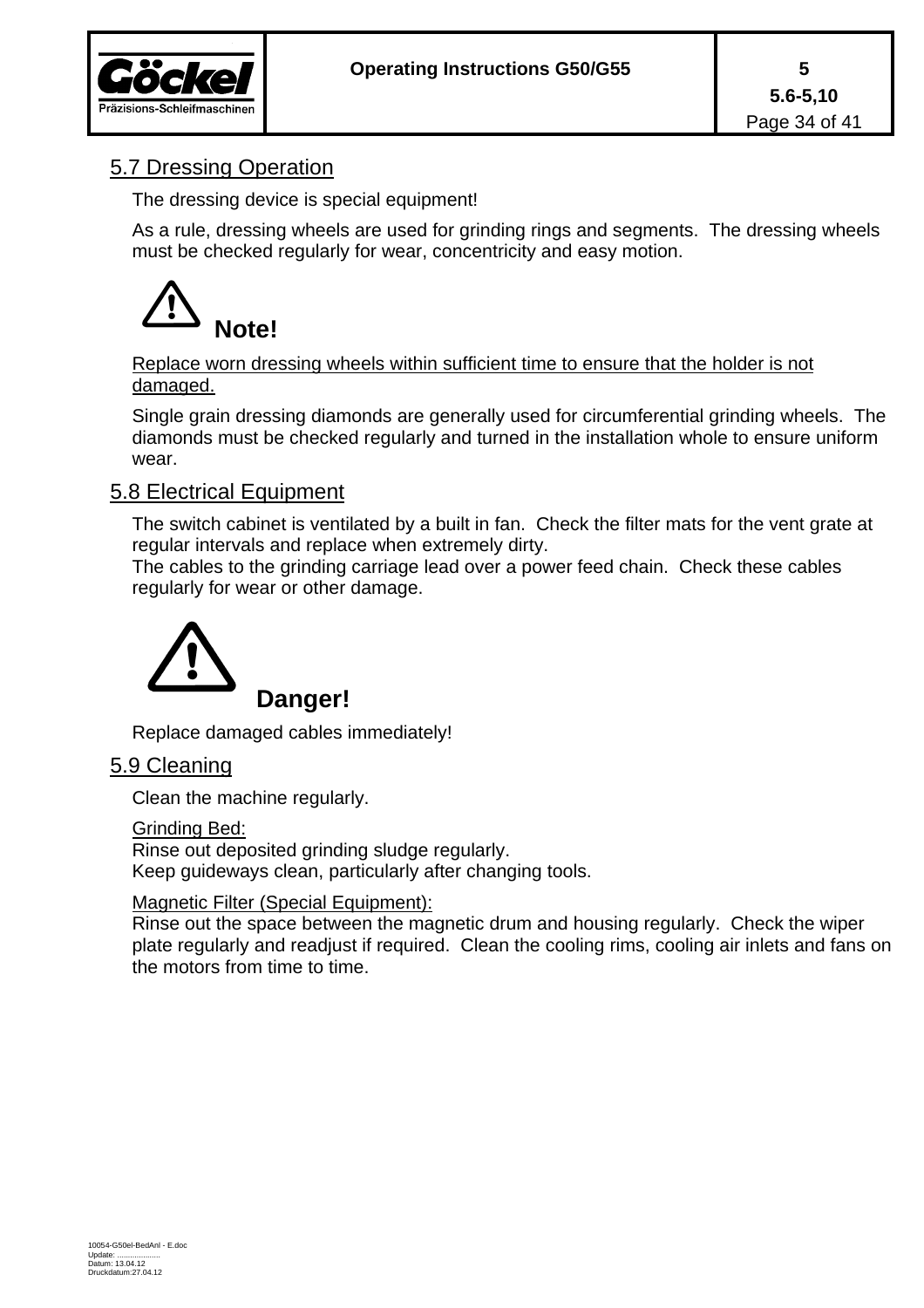## 5.7 Dressing Operation

The dressing device is special equipment!

As a rule, dressing wheels are used for grinding rings and segments. The dressing wheels must be checked regularly for wear, concentricity and easy motion.

**Note!**

Replace worn dressing wheels within sufficient time to ensure that the holder is not damaged.

Single grain dressing diamonds are generally used for circumferential grinding wheels. The diamonds must be checked regularly and turned in the installation whole to ensure uniform wear.

## 5.8 Electrical Equipment

The switch cabinet is ventilated by a built in fan. Check the filter mats for the vent grate at regular intervals and replace when extremely dirty.
The cables to the grinding carriage lead over a power feed chain. Check these cables regularly for wear or other damage.

**Danger!**

Replace damaged cables immediately!

## 5.9 Cleaning

Clean the machine regularly.

Grinding Bed:
Rinse out deposited grinding sludge regularly.
Keep guideways clean, particularly after changing tools.

Magnetic Filter (Special Equipment):
Rinse out the space between the magnetic drum and housing regularly. Check the wiper plate regularly and readjust if required. Clean the cooling rims, cooling air inlets and fans on the motors from time to time.